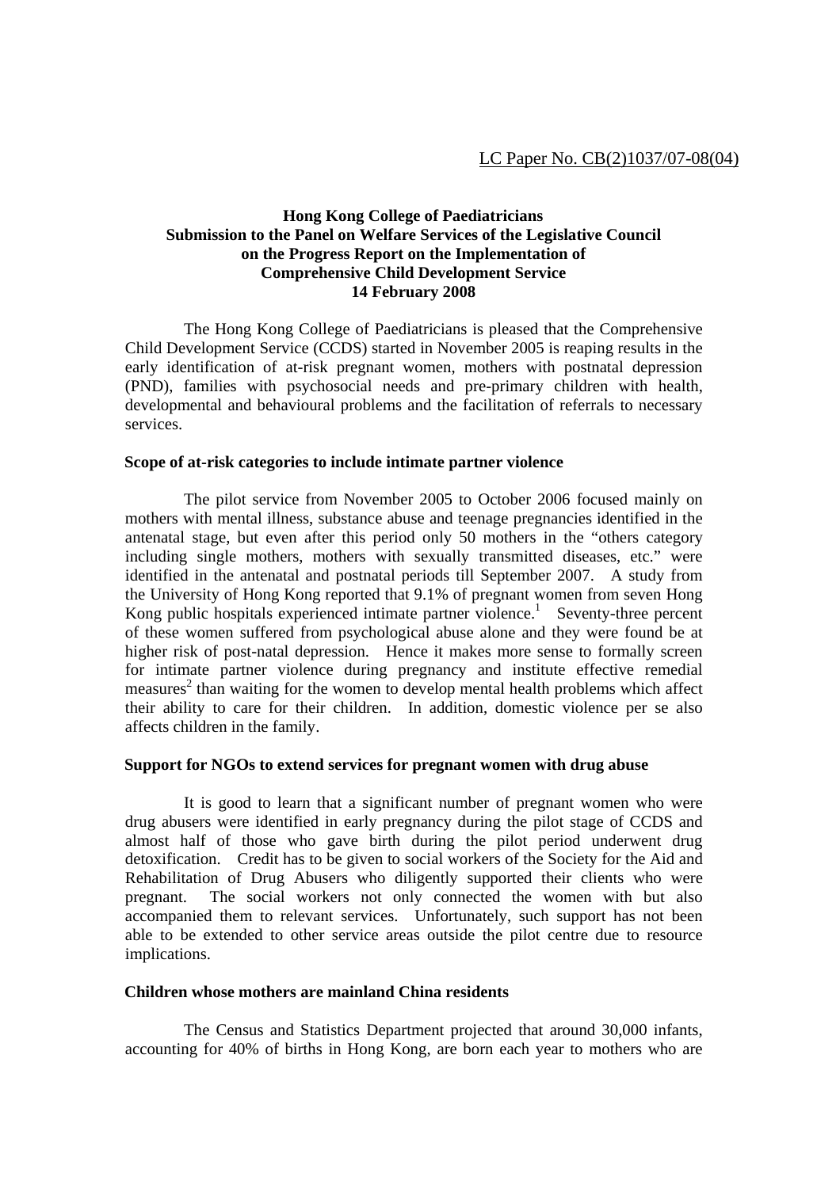LC Paper No. CB(2)1037/07-08(04)

**Hong Kong College of Paediatricians**
**Submission to the Panel on Welfare Services of the Legislative Council**
**on the Progress Report on the Implementation of**
**Comprehensive Child Development Service**
**14 February 2008**

The Hong Kong College of Paediatricians is pleased that the Comprehensive Child Development Service (CCDS) started in November 2005 is reaping results in the early identification of at-risk pregnant women, mothers with postnatal depression (PND), families with psychosocial needs and pre-primary children with health, developmental and behavioural problems and the facilitation of referrals to necessary services.

**Scope of at-risk categories to include intimate partner violence**

The pilot service from November 2005 to October 2006 focused mainly on mothers with mental illness, substance abuse and teenage pregnancies identified in the antenatal stage, but even after this period only 50 mothers in the "others category including single mothers, mothers with sexually transmitted diseases, etc." were identified in the antenatal and postnatal periods till September 2007. A study from the University of Hong Kong reported that 9.1% of pregnant women from seven Hong Kong public hospitals experienced intimate partner violence.[1] Seventy-three percent of these women suffered from psychological abuse alone and they were found be at higher risk of post-natal depression. Hence it makes more sense to formally screen for intimate partner violence during pregnancy and institute effective remedial measures[2] than waiting for the women to develop mental health problems which affect their ability to care for their children. In addition, domestic violence per se also affects children in the family.

**Support for NGOs to extend services for pregnant women with drug abuse**

It is good to learn that a significant number of pregnant women who were drug abusers were identified in early pregnancy during the pilot stage of CCDS and almost half of those who gave birth during the pilot period underwent drug detoxification. Credit has to be given to social workers of the Society for the Aid and Rehabilitation of Drug Abusers who diligently supported their clients who were pregnant. The social workers not only connected the women with but also accompanied them to relevant services. Unfortunately, such support has not been able to be extended to other service areas outside the pilot centre due to resource implications.

**Children whose mothers are mainland China residents**

The Census and Statistics Department projected that around 30,000 infants, accounting for 40% of births in Hong Kong, are born each year to mothers who are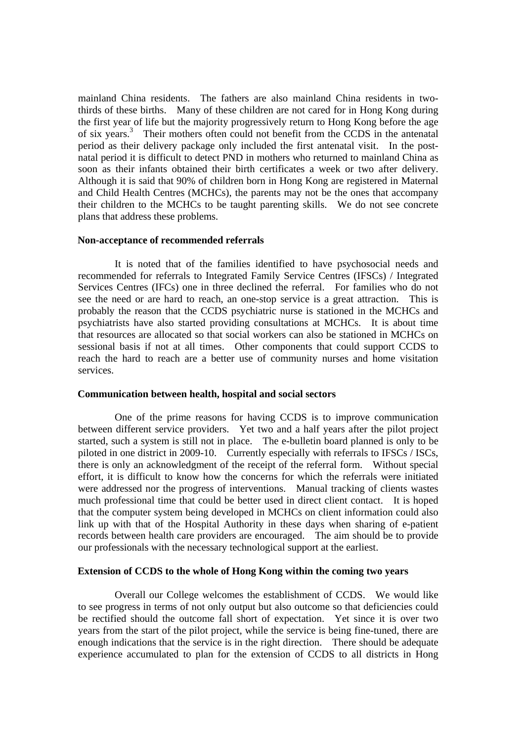mainland China residents. The fathers are also mainland China residents in two-thirds of these births. Many of these children are not cared for in Hong Kong during the first year of life but the majority progressively return to Hong Kong before the age of six years.[3] Their mothers often could not benefit from the CCDS in the antenatal period as their delivery package only included the first antenatal visit. In the post-natal period it is difficult to detect PND in mothers who returned to mainland China as soon as their infants obtained their birth certificates a week or two after delivery. Although it is said that 90% of children born in Hong Kong are registered in Maternal and Child Health Centres (MCHCs), the parents may not be the ones that accompany their children to the MCHCs to be taught parenting skills. We do not see concrete plans that address these problems.

**Non-acceptance of recommended referrals**

It is noted that of the families identified to have psychosocial needs and recommended for referrals to Integrated Family Service Centres (IFSCs) / Integrated Services Centres (IFCs) one in three declined the referral. For families who do not see the need or are hard to reach, an one-stop service is a great attraction. This is probably the reason that the CCDS psychiatric nurse is stationed in the MCHCs and psychiatrists have also started providing consultations at MCHCs. It is about time that resources are allocated so that social workers can also be stationed in MCHCs on sessional basis if not at all times. Other components that could support CCDS to reach the hard to reach are a better use of community nurses and home visitation services.

**Communication between health, hospital and social sectors**

One of the prime reasons for having CCDS is to improve communication between different service providers. Yet two and a half years after the pilot project started, such a system is still not in place. The e-bulletin board planned is only to be piloted in one district in 2009-10. Currently especially with referrals to IFSCs / ISCs, there is only an acknowledgment of the receipt of the referral form. Without special effort, it is difficult to know how the concerns for which the referrals were initiated were addressed nor the progress of interventions. Manual tracking of clients wastes much professional time that could be better used in direct client contact. It is hoped that the computer system being developed in MCHCs on client information could also link up with that of the Hospital Authority in these days when sharing of e-patient records between health care providers are encouraged. The aim should be to provide our professionals with the necessary technological support at the earliest.

**Extension of CCDS to the whole of Hong Kong within the coming two years**

Overall our College welcomes the establishment of CCDS. We would like to see progress in terms of not only output but also outcome so that deficiencies could be rectified should the outcome fall short of expectation. Yet since it is over two years from the start of the pilot project, while the service is being fine-tuned, there are enough indications that the service is in the right direction. There should be adequate experience accumulated to plan for the extension of CCDS to all districts in Hong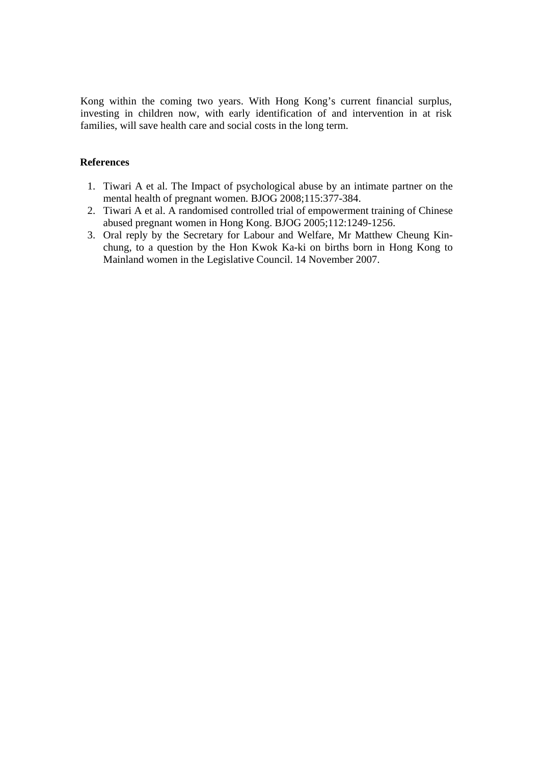Kong within the coming two years. With Hong Kong's current financial surplus, investing in children now, with early identification of and intervention in at risk families, will save health care and social costs in the long term.

**References**

1. Tiwari A et al. The Impact of psychological abuse by an intimate partner on the mental health of pregnant women. BJOG 2008;115:377-384.
2. Tiwari A et al. A randomised controlled trial of empowerment training of Chinese abused pregnant women in Hong Kong. BJOG 2005;112:1249-1256.
3. Oral reply by the Secretary for Labour and Welfare, Mr Matthew Cheung Kin-chung, to a question by the Hon Kwok Ka-ki on births born in Hong Kong to Mainland women in the Legislative Council. 14 November 2007.